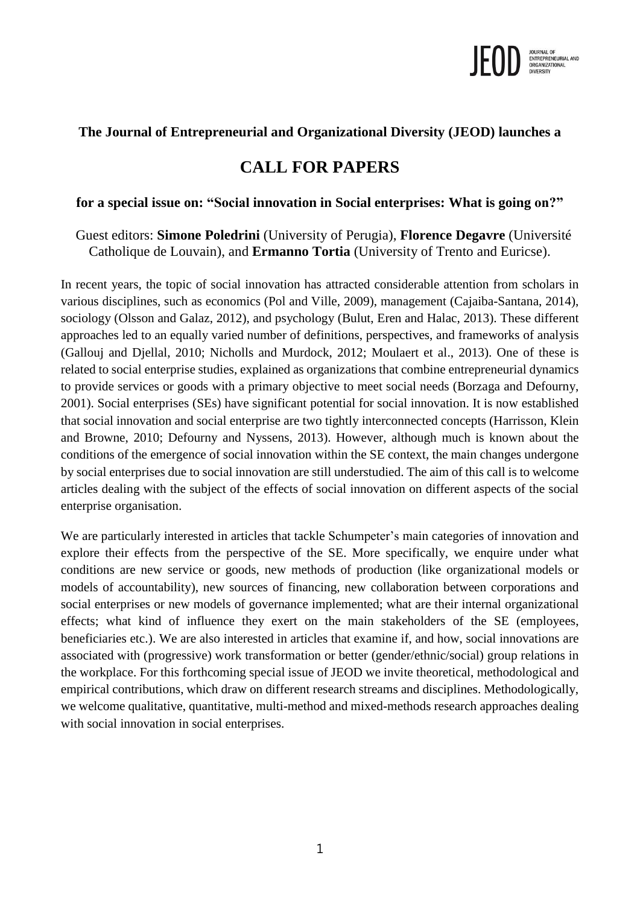**The Journal of Entrepreneurial and Organizational Diversity (JEOD) launches a**

# CALL FOR PAPERS

**for a special issue on: "Social innovation in Social enterprises: What is going on?"**

Guest editors: **Simone Poledrini** (University of Perugia), **Florence Degavre** (Université Catholique de Louvain), and **Ermanno Tortia** (University of Trento and Euricse).

In recent years, the topic of social innovation has attracted considerable attention from scholars in various disciplines, such as economics (Pol and Ville, 2009), management (Cajaiba-Santana, 2014), sociology (Olsson and Galaz, 2012), and psychology (Bulut, Eren and Halac, 2013). These different approaches led to an equally varied number of definitions, perspectives, and frameworks of analysis (Gallouj and Djellal, 2010; Nicholls and Murdock, 2012; Moulaert et al., 2013). One of these is related to social enterprise studies, explained as organizations that combine entrepreneurial dynamics to provide services or goods with a primary objective to meet social needs (Borzaga and Defourny, 2001). Social enterprises (SEs) have significant potential for social innovation. It is now established that social innovation and social enterprise are two tightly interconnected concepts (Harrisson, Klein and Browne, 2010; Defourny and Nyssens, 2013). However, although much is known about the conditions of the emergence of social innovation within the SE context, the main changes undergone by social enterprises due to social innovation are still understudied. The aim of this call is to welcome articles dealing with the subject of the effects of social innovation on different aspects of the social enterprise organisation.

We are particularly interested in articles that tackle Schumpeter's main categories of innovation and explore their effects from the perspective of the SE. More specifically, we enquire under what conditions are new service or goods, new methods of production (like organizational models or models of accountability), new sources of financing, new collaboration between corporations and social enterprises or new models of governance implemented; what are their internal organizational effects; what kind of influence they exert on the main stakeholders of the SE (employees, beneficiaries etc.). We are also interested in articles that examine if, and how, social innovations are associated with (progressive) work transformation or better (gender/ethnic/social) group relations in the workplace. For this forthcoming special issue of JEOD we invite theoretical, methodological and empirical contributions, which draw on different research streams and disciplines. Methodologically, we welcome qualitative, quantitative, multi-method and mixed-methods research approaches dealing with social innovation in social enterprises.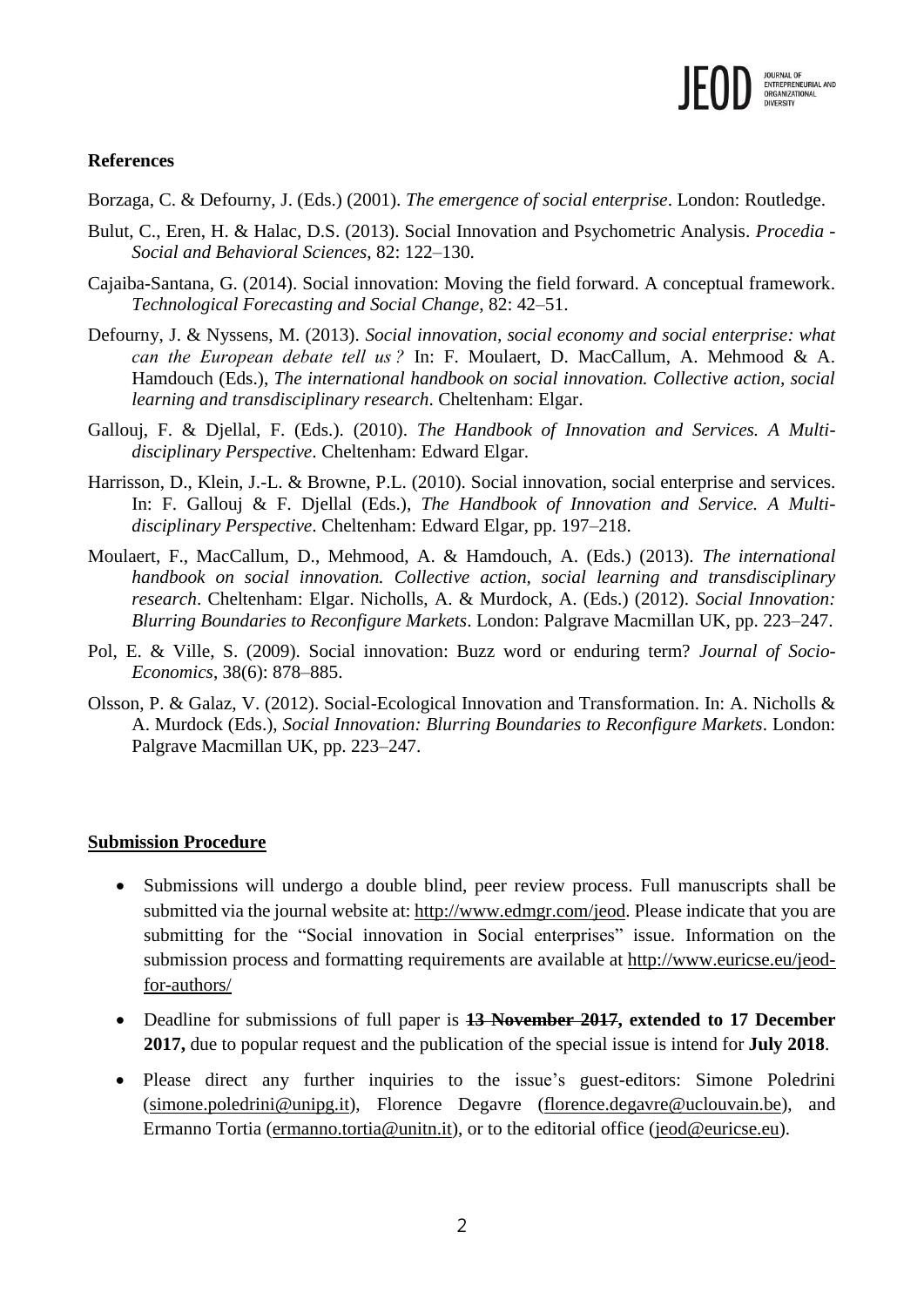**References**

Borzaga, C. & Defourny, J. (Eds.) (2001). *The emergence of social enterprise*. London: Routledge.

Bulut, C., Eren, H. & Halac, D.S. (2013). Social Innovation and Psychometric Analysis. *Procedia - Social and Behavioral Sciences*, 82: 122–130.

Cajaiba-Santana, G. (2014). Social innovation: Moving the field forward. A conceptual framework. *Technological Forecasting and Social Change*, 82: 42–51.

Defourny, J. & Nyssens, M. (2013). *Social innovation, social economy and social enterprise: what can the European debate tell us ?* In: F. Moulaert, D. MacCallum, A. Mehmood & A. Hamdouch (Eds.), *The international handbook on social innovation. Collective action, social learning and transdisciplinary research*. Cheltenham: Elgar.

Gallouj, F. & Djellal, F. (Eds.). (2010). *The Handbook of Innovation and Services. A Multi-disciplinary Perspective*. Cheltenham: Edward Elgar.

Harrisson, D., Klein, J.-L. & Browne, P.L. (2010). Social innovation, social enterprise and services. In: F. Gallouj & F. Djellal (Eds.), *The Handbook of Innovation and Service. A Multi-disciplinary Perspective*. Cheltenham: Edward Elgar, pp. 197–218.

Moulaert, F., MacCallum, D., Mehmood, A. & Hamdouch, A. (Eds.) (2013). *The international handbook on social innovation. Collective action, social learning and transdisciplinary research*. Cheltenham: Elgar. Nicholls, A. & Murdock, A. (Eds.) (2012). *Social Innovation: Blurring Boundaries to Reconfigure Markets*. London: Palgrave Macmillan UK, pp. 223–247.

Pol, E. & Ville, S. (2009). Social innovation: Buzz word or enduring term? *Journal of Socio-Economics*, 38(6): 878–885.

Olsson, P. & Galaz, V. (2012). Social-Ecological Innovation and Transformation. In: A. Nicholls & A. Murdock (Eds.), *Social Innovation: Blurring Boundaries to Reconfigure Markets*. London: Palgrave Macmillan UK, pp. 223–247.

**Submission Procedure**

- Submissions will undergo a double blind, peer review process. Full manuscripts shall be submitted via the journal website at: http://www.edmgr.com/jeod. Please indicate that you are submitting for the "Social innovation in Social enterprises" issue. Information on the submission process and formatting requirements are available at http://www.euricse.eu/jeod-for-authors/
- Deadline for submissions of full paper is ~~**13 November 2017**~~**, extended to 17 December 2017,** due to popular request and the publication of the special issue is intend for **July 2018**.
- Please direct any further inquiries to the issue's guest-editors: Simone Poledrini (simone.poledrini@unipg.it), Florence Degavre (florence.degavre@uclouvain.be), and Ermanno Tortia (ermanno.tortia@unitn.it), or to the editorial office (jeod@euricse.eu).